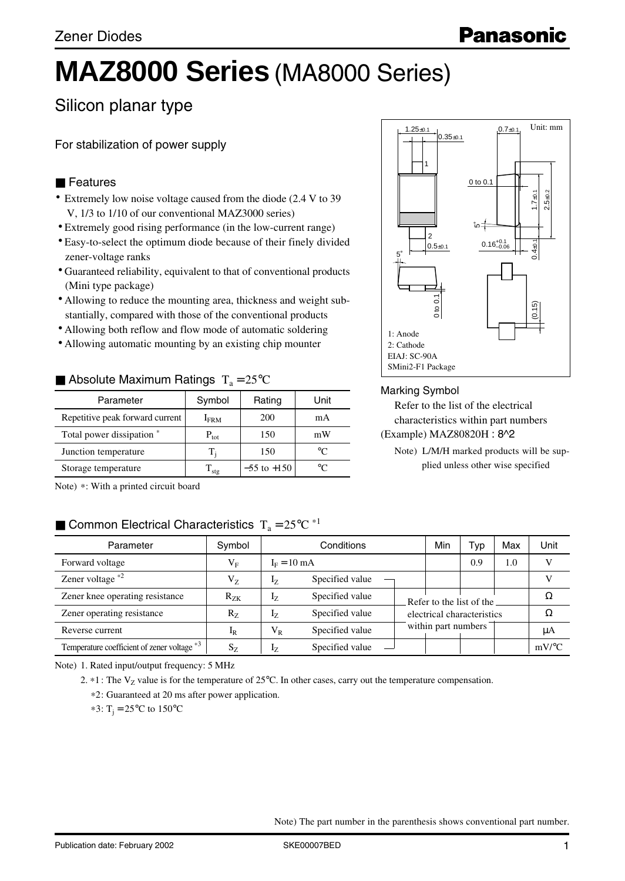Zener Diodes

# MAZ8000 Series (MA8000 Series)

## Silicon planar type

For stabilization of power supply

### ■ Features

- Extremely low noise voltage caused from the diode (2.4 V to 39 V, 1/3 to 1/10 of our conventional MAZ3000 series)
- Extremely good rising performance (in the low-current range)
- Easy-to-select the optimum diode because of their finely divided zener-voltage ranks
- Guaranteed reliability, equivalent to that of conventional products (Mini type package)
- Allowing to reduce the mounting area, thickness and weight substantially, compared with those of the conventional products
- Allowing both reflow and flow mode of automatic soldering
- Allowing automatic mounting by an existing chip mounter

Unit: mm

1: Anode
2: Cathode
EIAJ: SC-90A
SMini2-F1 Package

### ■ Absolute Maximum Ratings $T_a = 25°C$

| Parameter | Symbol | Rating | Unit |
|---|---|---|---|
| Repetitive peak forward current | $I_{FRM}$ | 200 | mA |
| Total power dissipation * | $P_{tot}$ | 150 | mW |
| Junction temperature | $T_j$ | 150 | °C |
| Storage temperature | $T_{stg}$ | −55 to +150 | °C |

Note) *: With a printed circuit board

### Marking Symbol

Refer to the list of the electrical characteristics within part numbers
(Example) MAZ80820H : 8^2

Note) L/M/H marked products will be supplied unless other wise specified

### ■ Common Electrical Characteristics $T_a = 25°C$ *1

| Parameter | Symbol | Conditions | | Min | Typ | Max | Unit |
|---|---|---|---|---|---|---|---|
| Forward voltage | $V_F$ | $I_F = 10$ mA | | | 0.9 | 1.0 | V |
| Zener voltage *2 | $V_Z$ | $I_Z$ | Specified value | Refer to the list of the electrical characteristics within part numbers | | | V |
| Zener knee operating resistance | $R_{ZK}$ | $I_Z$ | Specified value | | | | Ω |
| Zener operating resistance | $R_Z$ | $I_Z$ | Specified value | | | | Ω |
| Reverse current | $I_R$ | $V_R$ | Specified value | | | | μA |
| Temperature coefficient of zener voltage *3 | $S_Z$ | $I_Z$ | Specified value | | | | mV/°C |

Note) 1. Rated input/output frequency: 5 MHz

2. *1 : The $V_Z$ value is for the temperature of 25°C. In other cases, carry out the temperature compensation.

*2: Guaranteed at 20 ms after power application.

*3: $T_j = 25°C$ to 150°C

Note) The part number in the parenthesis shows conventional part number.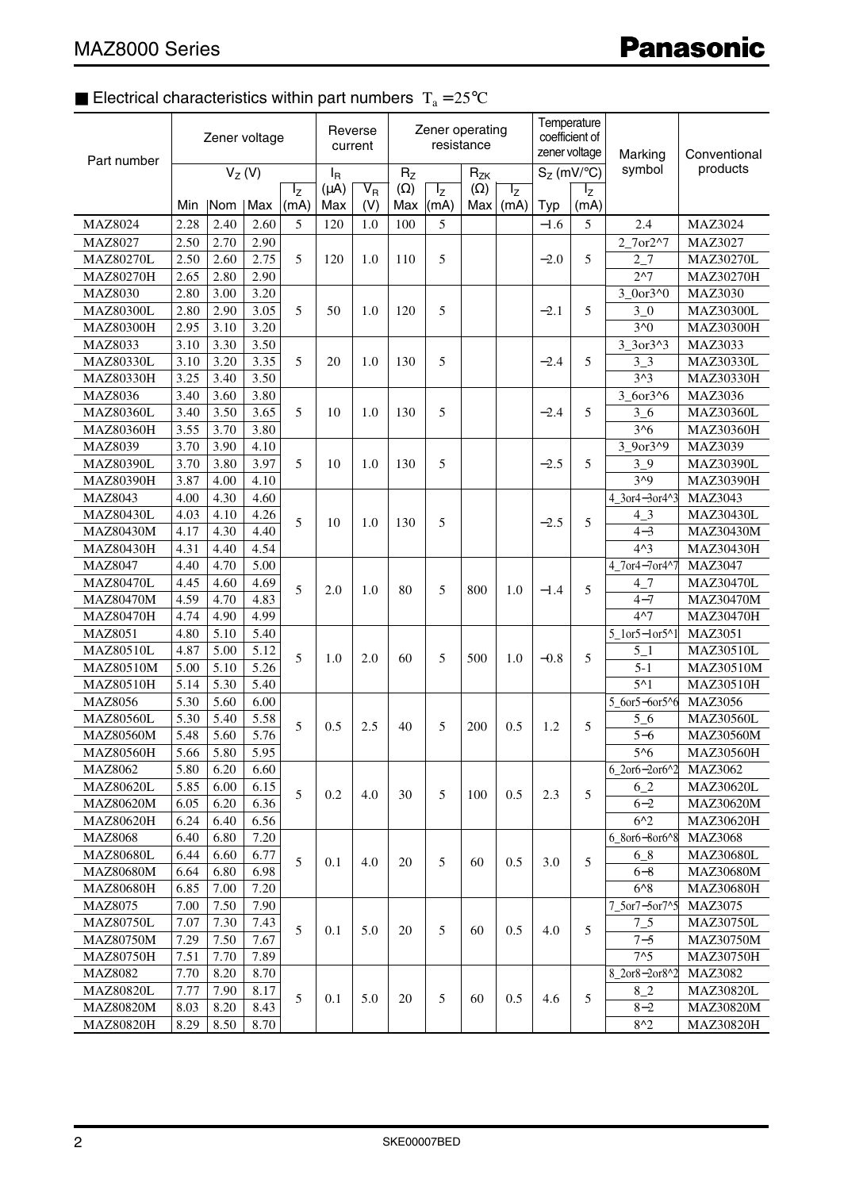## ■ Electrical characteristics within part numbers $T_a = 25°C$

| Part number | Zener voltage | | | | Reverse current | | Zener operating resistance | | | | Temperature coefficient of zener voltage | | Marking symbol | Conventional products |
|---|---|---|---|---|---|---|---|---|---|---|---|---|---|---|
| | $V_Z$ (V) | | | | $I_R$ | | $R_Z$ | | $R_{ZK}$ | | $S_Z$ (mV/°C) | | | |
| | Min | Nom | Max | $I_Z$ (mA) | (μA) Max | $V_R$ (V) | (Ω) Max | $I_Z$ (mA) | (Ω) Max | $I_Z$ (mA) | Typ | $I_Z$ (mA) | | |
| MAZ8024 | 2.28 | 2.40 | 2.60 | 5 | 120 | 1.0 | 100 | 5 | | | −1.6 | 5 | 2.4 | MAZ3024 |
| MAZ8027 | 2.50 | 2.70 | 2.90 | 5 | 120 | 1.0 | 110 | 5 | | | −2.0 | 5 | 2_7or2^7 | MAZ3027 |
| MAZ80270L | 2.50 | 2.60 | 2.75 | | | | | | | | | | 2_7 | MAZ30270L |
| MAZ80270H | 2.65 | 2.80 | 2.90 | | | | | | | | | | 2^7 | MAZ30270H |
| MAZ8030 | 2.80 | 3.00 | 3.20 | 5 | 50 | 1.0 | 120 | 5 | | | −2.1 | 5 | 3_0or3^0 | MAZ3030 |
| MAZ80300L | 2.80 | 2.90 | 3.05 | | | | | | | | | | 3_0 | MAZ30300L |
| MAZ80300H | 2.95 | 3.10 | 3.20 | | | | | | | | | | 3^0 | MAZ30300H |
| MAZ8033 | 3.10 | 3.30 | 3.50 | 5 | 20 | 1.0 | 130 | 5 | | | −2.4 | 5 | 3_3or3^3 | MAZ3033 |
| MAZ80330L | 3.10 | 3.20 | 3.35 | | | | | | | | | | 3_3 | MAZ30330L |
| MAZ80330H | 3.25 | 3.40 | 3.50 | | | | | | | | | | 3^3 | MAZ30330H |
| MAZ8036 | 3.40 | 3.60 | 3.80 | 5 | 10 | 1.0 | 130 | 5 | | | −2.4 | 5 | 3_6or3^6 | MAZ3036 |
| MAZ80360L | 3.40 | 3.50 | 3.65 | | | | | | | | | | 3_6 | MAZ30360L |
| MAZ80360H | 3.55 | 3.70 | 3.80 | | | | | | | | | | 3^6 | MAZ30360H |
| MAZ8039 | 3.70 | 3.90 | 4.10 | 5 | 10 | 1.0 | 130 | 5 | | | −2.5 | 5 | 3_9or3^9 | MAZ3039 |
| MAZ80390L | 3.70 | 3.80 | 3.97 | | | | | | | | | | 3_9 | MAZ30390L |
| MAZ80390H | 3.87 | 4.00 | 4.10 | | | | | | | | | | 3^9 | MAZ30390H |
| MAZ8043 | 4.00 | 4.30 | 4.60 | 5 | 10 | 1.0 | 130 | 5 | | | −2.5 | 5 | 4_3or4−3or4^3 | MAZ3043 |
| MAZ80430L | 4.03 | 4.10 | 4.26 | | | | | | | | | | 4_3 | MAZ30430L |
| MAZ80430M | 4.17 | 4.30 | 4.40 | | | | | | | | | | 4−3 | MAZ30430M |
| MAZ80430H | 4.31 | 4.40 | 4.54 | | | | | | | | | | 4^3 | MAZ30430H |
| MAZ8047 | 4.40 | 4.70 | 5.00 | 5 | 2.0 | 1.0 | 80 | 5 | 800 | 1.0 | −1.4 | 5 | 4_7or4−7or4^7 | MAZ3047 |
| MAZ80470L | 4.45 | 4.60 | 4.69 | | | | | | | | | | 4_7 | MAZ30470L |
| MAZ80470M | 4.59 | 4.70 | 4.83 | | | | | | | | | | 4−7 | MAZ30470M |
| MAZ80470H | 4.74 | 4.90 | 4.99 | | | | | | | | | | 4^7 | MAZ30470H |
| MAZ8051 | 4.80 | 5.10 | 5.40 | 5 | 1.0 | 2.0 | 60 | 5 | 500 | 1.0 | −0.8 | 5 | 5_1or5−1or5^1 | MAZ3051 |
| MAZ80510L | 4.87 | 5.00 | 5.12 | | | | | | | | | | 5_1 | MAZ30510L |
| MAZ80510M | 5.00 | 5.10 | 5.26 | | | | | | | | | | 5-1 | MAZ30510M |
| MAZ80510H | 5.14 | 5.30 | 5.40 | | | | | | | | | | 5^1 | MAZ30510H |
| MAZ8056 | 5.30 | 5.60 | 6.00 | 5 | 0.5 | 2.5 | 40 | 5 | 200 | 0.5 | 1.2 | 5 | 5_6or5−6or5^6 | MAZ3056 |
| MAZ80560L | 5.30 | 5.40 | 5.58 | | | | | | | | | | 5_6 | MAZ30560L |
| MAZ80560M | 5.48 | 5.60 | 5.76 | | | | | | | | | | 5−6 | MAZ30560M |
| MAZ80560H | 5.66 | 5.80 | 5.95 | | | | | | | | | | 5^6 | MAZ30560H |
| MAZ8062 | 5.80 | 6.20 | 6.60 | 5 | 0.2 | 4.0 | 30 | 5 | 100 | 0.5 | 2.3 | 5 | 6_2or6−2or6^2 | MAZ3062 |
| MAZ80620L | 5.85 | 6.00 | 6.15 | | | | | | | | | | 6_2 | MAZ30620L |
| MAZ80620M | 6.05 | 6.20 | 6.36 | | | | | | | | | | 6−2 | MAZ30620M |
| MAZ80620H | 6.24 | 6.40 | 6.56 | | | | | | | | | | 6^2 | MAZ30620H |
| MAZ8068 | 6.40 | 6.80 | 7.20 | 5 | 0.1 | 4.0 | 20 | 5 | 60 | 0.5 | 3.0 | 5 | 6_8or6−8or6^8 | MAZ3068 |
| MAZ80680L | 6.44 | 6.60 | 6.77 | | | | | | | | | | 6_8 | MAZ30680L |
| MAZ80680M | 6.64 | 6.80 | 6.98 | | | | | | | | | | 6−8 | MAZ30680M |
| MAZ80680H | 6.85 | 7.00 | 7.20 | | | | | | | | | | 6^8 | MAZ30680H |
| MAZ8075 | 7.00 | 7.50 | 7.90 | 5 | 0.1 | 5.0 | 20 | 5 | 60 | 0.5 | 4.0 | 5 | 7_5or7−5or7^5 | MAZ3075 |
| MAZ80750L | 7.07 | 7.30 | 7.43 | | | | | | | | | | 7_5 | MAZ30750L |
| MAZ80750M | 7.29 | 7.50 | 7.67 | | | | | | | | | | 7−5 | MAZ30750M |
| MAZ80750H | 7.51 | 7.70 | 7.89 | | | | | | | | | | 7^5 | MAZ30750H |
| MAZ8082 | 7.70 | 8.20 | 8.70 | 5 | 0.1 | 5.0 | 20 | 5 | 60 | 0.5 | 4.6 | 5 | 8_2or8−2or8^2 | MAZ3082 |
| MAZ80820L | 7.77 | 7.90 | 8.17 | | | | | | | | | | 8_2 | MAZ30820L |
| MAZ80820M | 8.03 | 8.20 | 8.43 | | | | | | | | | | 8−2 | MAZ30820M |
| MAZ80820H | 8.29 | 8.50 | 8.70 | | | | | | | | | | 8^2 | MAZ30820H |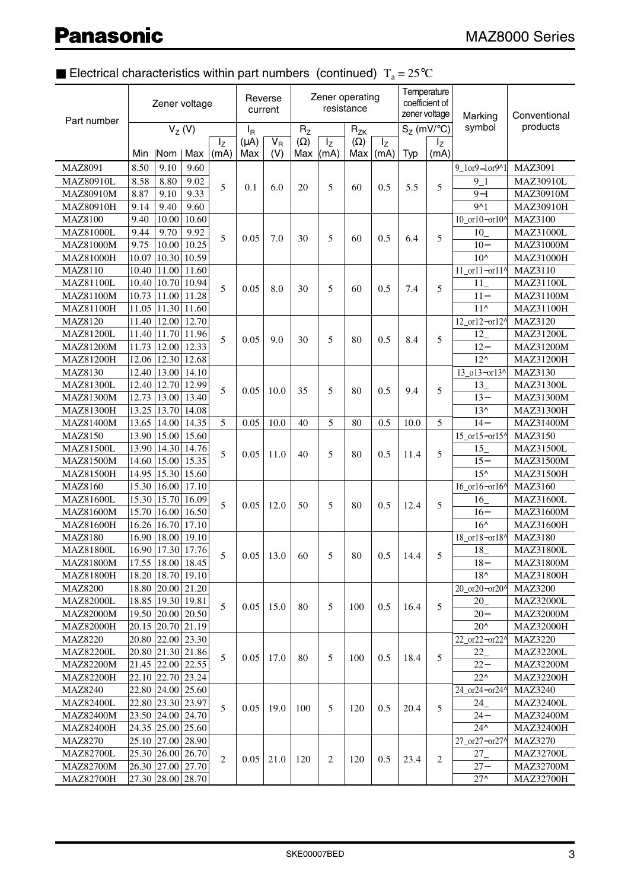## ■ Electrical characteristics within part numbers (continued) $T_a = 25°C$

| Part number | Zener voltage $V_Z$ (V) | | | | Reverse current | | Zener operating resistance | | | | Temperature coefficient of zener voltage | | Marking symbol | Conventional products |
|---|---|---|---|---|---|---|---|---|---|---|---|---|---|---|
| | Min | Nom | Max | $I_Z$ (mA) | $I_R$ (μA) Max | $V_R$ (V) | $R_Z$ (Ω) Max | $I_Z$ (mA) | $R_{ZK}$ (Ω) Max | $I_Z$ (mA) | $S_Z$ (mV/°C) Typ | $I_Z$ (mA) | | |
| MAZ8091 | 8.50 | 9.10 | 9.60 | 5 | 0.1 | 6.0 | 20 | 5 | 60 | 0.5 | 5.5 | 5 | 9_1or9−1or9^1 | MAZ3091 |
| MAZ80910L | 8.58 | 8.80 | 9.02 | | | | | | | | | | 9_1 | MAZ30910L |
| MAZ80910M | 8.87 | 9.10 | 9.33 | | | | | | | | | | 9−1 | MAZ30910M |
| MAZ80910H | 9.14 | 9.40 | 9.60 | | | | | | | | | | 9^1 | MAZ30910H |
| MAZ8100 | 9.40 | 10.00 | 10.60 | 5 | 0.05 | 7.0 | 30 | 5 | 60 | 0.5 | 6.4 | 5 | 10_or10−or10^ | MAZ3100 |
| MAZ81000L | 9.44 | 9.70 | 9.92 | | | | | | | | | | 10_ | MAZ31000L |
| MAZ81000M | 9.75 | 10.00 | 10.25 | | | | | | | | | | 10− | MAZ31000M |
| MAZ81000H | 10.07 | 10.30 | 10.59 | | | | | | | | | | 10^ | MAZ31000H |
| MAZ8110 | 10.40 | 11.00 | 11.60 | 5 | 0.05 | 8.0 | 30 | 5 | 60 | 0.5 | 7.4 | 5 | 11_or11−or11^ | MAZ3110 |
| MAZ81100L | 10.40 | 10.70 | 10.94 | | | | | | | | | | 11_ | MAZ31100L |
| MAZ81100M | 10.73 | 11.00 | 11.28 | | | | | | | | | | 11− | MAZ31100M |
| MAZ81100H | 11.05 | 11.30 | 11.60 | | | | | | | | | | 11^ | MAZ31100H |
| MAZ8120 | 11.40 | 12.00 | 12.70 | 5 | 0.05 | 9.0 | 30 | 5 | 80 | 0.5 | 8.4 | 5 | 12_or12−or12^ | MAZ3120 |
| MAZ81200L | 11.40 | 11.70 | 11.96 | | | | | | | | | | 12_ | MAZ31200L |
| MAZ81200M | 11.73 | 12.00 | 12.33 | | | | | | | | | | 12− | MAZ31200M |
| MAZ81200H | 12.06 | 12.30 | 12.68 | | | | | | | | | | 12^ | MAZ31200H |
| MAZ8130 | 12.40 | 13.00 | 14.10 | 5 | 0.05 | 10.0 | 35 | 5 | 80 | 0.5 | 9.4 | 5 | 13_o13−or13^ | MAZ3130 |
| MAZ81300L | 12.40 | 12.70 | 12.99 | | | | | | | | | | 13_ | MAZ31300L |
| MAZ81300M | 12.73 | 13.00 | 13.40 | | | | | | | | | | 13− | MAZ31300M |
| MAZ81300H | 13.25 | 13.70 | 14.08 | | | | | | | | | | 13^ | MAZ31300H |
| MAZ81400M | 13.65 | 14.00 | 14.35 | 5 | 0.05 | 10.0 | 40 | 5 | 80 | 0.5 | 10.0 | 5 | 14− | MAZ31400M |
| MAZ8150 | 13.90 | 15.00 | 15.60 | 5 | 0.05 | 11.0 | 40 | 5 | 80 | 0.5 | 11.4 | 5 | 15_or15−or15^ | MAZ3150 |
| MAZ81500L | 13.90 | 14.30 | 14.76 | | | | | | | | | | 15_ | MAZ31500L |
| MAZ81500M | 14.60 | 15.00 | 15.35 | | | | | | | | | | 15− | MAZ31500M |
| MAZ81500H | 14.95 | 15.30 | 15.60 | | | | | | | | | | 15^ | MAZ31500H |
| MAZ8160 | 15.30 | 16.00 | 17.10 | 5 | 0.05 | 12.0 | 50 | 5 | 80 | 0.5 | 12.4 | 5 | 16_or16−or16^ | MAZ3160 |
| MAZ81600L | 15.30 | 15.70 | 16.09 | | | | | | | | | | 16_ | MAZ31600L |
| MAZ81600M | 15.70 | 16.00 | 16.50 | | | | | | | | | | 16− | MAZ31600M |
| MAZ81600H | 16.26 | 16.70 | 17.10 | | | | | | | | | | 16^ | MAZ31600H |
| MAZ8180 | 16.90 | 18.00 | 19.10 | 5 | 0.05 | 13.0 | 60 | 5 | 80 | 0.5 | 14.4 | 5 | 18_or18−or18^ | MAZ3180 |
| MAZ81800L | 16.90 | 17.30 | 17.76 | | | | | | | | | | 18_ | MAZ31800L |
| MAZ81800M | 17.55 | 18.00 | 18.45 | | | | | | | | | | 18− | MAZ31800M |
| MAZ81800H | 18.20 | 18.70 | 19.10 | | | | | | | | | | 18^ | MAZ31800H |
| MAZ8200 | 18.80 | 20.00 | 21.20 | 5 | 0.05 | 15.0 | 80 | 5 | 100 | 0.5 | 16.4 | 5 | 20_or20−or20^ | MAZ3200 |
| MAZ82000L | 18.85 | 19.30 | 19.81 | | | | | | | | | | 20_ | MAZ32000L |
| MAZ82000M | 19.50 | 20.00 | 20.50 | | | | | | | | | | 20− | MAZ32000M |
| MAZ82000H | 20.15 | 20.70 | 21.19 | | | | | | | | | | 20^ | MAZ32000H |
| MAZ8220 | 20.80 | 22.00 | 23.30 | 5 | 0.05 | 17.0 | 80 | 5 | 100 | 0.5 | 18.4 | 5 | 22_or22−or22^ | MAZ3220 |
| MAZ82200L | 20.80 | 21.30 | 21.86 | | | | | | | | | | 22_ | MAZ32200L |
| MAZ82200M | 21.45 | 22.00 | 22.55 | | | | | | | | | | 22− | MAZ32200M |
| MAZ82200H | 22.10 | 22.70 | 23.24 | | | | | | | | | | 22^ | MAZ32200H |
| MAZ8240 | 22.80 | 24.00 | 25.60 | 5 | 0.05 | 19.0 | 100 | 5 | 120 | 0.5 | 20.4 | 5 | 24_or24−or24^ | MAZ3240 |
| MAZ82400L | 22.80 | 23.30 | 23.97 | | | | | | | | | | 24_ | MAZ32400L |
| MAZ82400M | 23.50 | 24.00 | 24.70 | | | | | | | | | | 24− | MAZ32400M |
| MAZ82400H | 24.35 | 25.00 | 25.60 | | | | | | | | | | 24^ | MAZ32400H |
| MAZ8270 | 25.10 | 27.00 | 28.90 | 2 | 0.05 | 21.0 | 120 | 2 | 120 | 0.5 | 23.4 | 2 | 27_or27−or27^ | MAZ3270 |
| MAZ82700L | 25.30 | 26.00 | 26.70 | | | | | | | | | | 27_ | MAZ32700L |
| MAZ82700M | 26.30 | 27.00 | 27.70 | | | | | | | | | | 27− | MAZ32700M |
| MAZ82700H | 27.30 | 28.00 | 28.70 | | | | | | | | | | 27^ | MAZ32700H |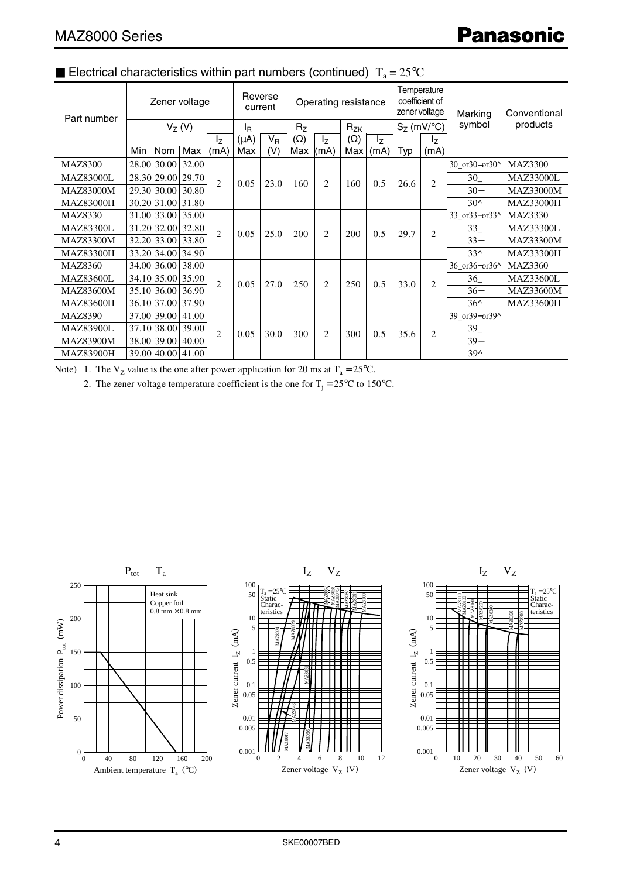## ■ Electrical characteristics within part numbers (continued) $T_a = 25°C$

| Part number | Zener voltage | | | | Reverse current | | Operating resistance | | | | Temperature coefficient of zener voltage | | Marking symbol | Conventional products |
|---|---|---|---|---|---|---|---|---|---|---|---|---|---|---|
| | $V_Z$ (V) | | | | $I_R$ | | $R_Z$ | | $R_{ZK}$ | | $S_Z$ (mV/°C) | | | |
| | Min | Nom | Max | $I_Z$ (mA) | (μA) Max | $V_R$ (V) | (Ω) Max | $I_Z$ (mA) | (Ω) Max | $I_Z$ (mA) | Typ | $I_Z$ (mA) | | |
| MAZ8300 | 28.00 | 30.00 | 32.00 | 2 | 0.05 | 23.0 | 160 | 2 | 160 | 0.5 | 26.6 | 2 | 30_or30−or30^ | MAZ3300 |
| MAZ83000L | 28.30 | 29.00 | 29.70 | | | | | | | | | | 30_ | MAZ33000L |
| MAZ83000M | 29.30 | 30.00 | 30.80 | | | | | | | | | | 30− | MAZ33000M |
| MAZ83000H | 30.20 | 31.00 | 31.80 | | | | | | | | | | 30^ | MAZ33000H |
| MAZ8330 | 31.00 | 33.00 | 35.00 | 2 | 0.05 | 25.0 | 200 | 2 | 200 | 0.5 | 29.7 | 2 | 33_or33−or33^ | MAZ3330 |
| MAZ83300L | 31.20 | 32.00 | 32.80 | | | | | | | | | | 33_ | MAZ33300L |
| MAZ83300M | 32.20 | 33.00 | 33.80 | | | | | | | | | | 33− | MAZ33300M |
| MAZ83300H | 33.20 | 34.00 | 34.90 | | | | | | | | | | 33^ | MAZ33300H |
| MAZ8360 | 34.00 | 36.00 | 38.00 | 2 | 0.05 | 27.0 | 250 | 2 | 250 | 0.5 | 33.0 | 2 | 36_or36−or36^ | MAZ3360 |
| MAZ83600L | 34.10 | 35.00 | 35.90 | | | | | | | | | | 36_ | MAZ33600L |
| MAZ83600M | 35.10 | 36.00 | 36.90 | | | | | | | | | | 36− | MAZ33600M |
| MAZ83600H | 36.10 | 37.00 | 37.90 | | | | | | | | | | 36^ | MAZ33600H |
| MAZ8390 | 37.00 | 39.00 | 41.00 | 2 | 0.05 | 30.0 | 300 | 2 | 300 | 0.5 | 35.6 | 2 | 39_or39−or39^ | |
| MAZ83900L | 37.10 | 38.00 | 39.00 | | | | | | | | | | 39_ | |
| MAZ83900M | 38.00 | 39.00 | 40.00 | | | | | | | | | | 39− | |
| MAZ83900H | 39.00 | 40.00 | 41.00 | | | | | | | | | | 39^ | |

Note) 1. The $V_Z$ value is the one after power application for 20 ms at $T_a = 25°C$.

2. The zener voltage temperature coefficient is the one for $T_j = 25°C$ to $150°C$.

$P_{tot}$ — $T_a$

$I_Z$ — $V_Z$

$I_Z$ — $V_Z$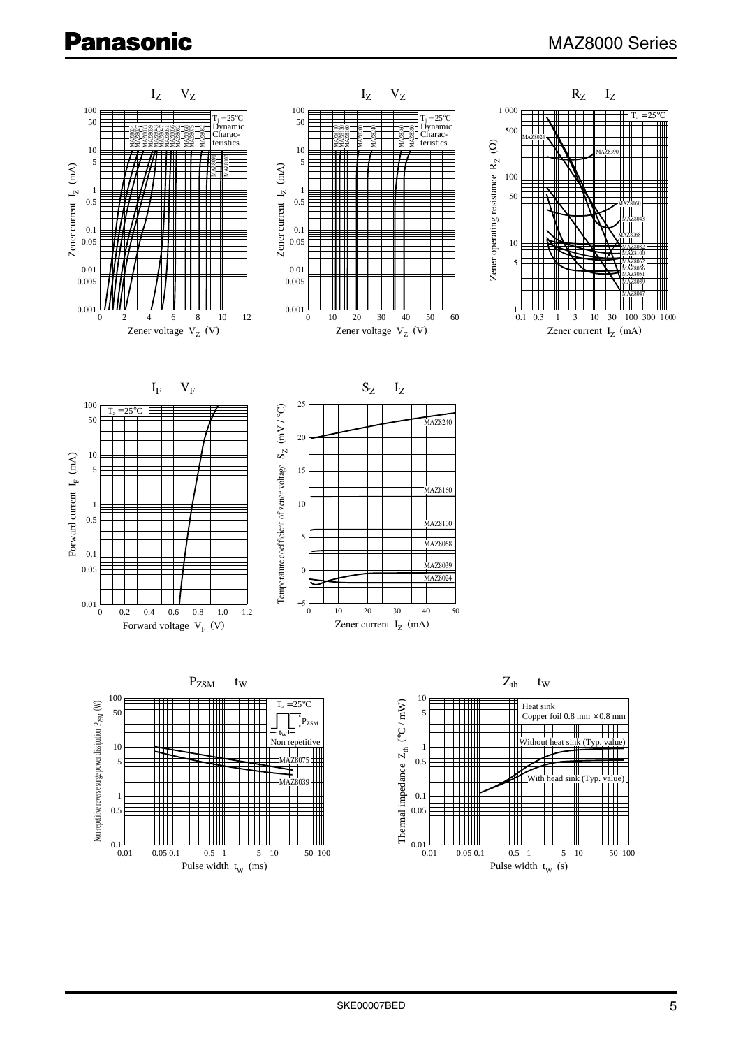$I_Z$ — $V_Z$

$I_Z$ — $V_Z$

$R_Z$ — $I_Z$

$I_F$ — $V_F$

$S_Z$ — $I_Z$

$P_{ZSM}$ — $t_W$

$Z_{th}$ — $t_W$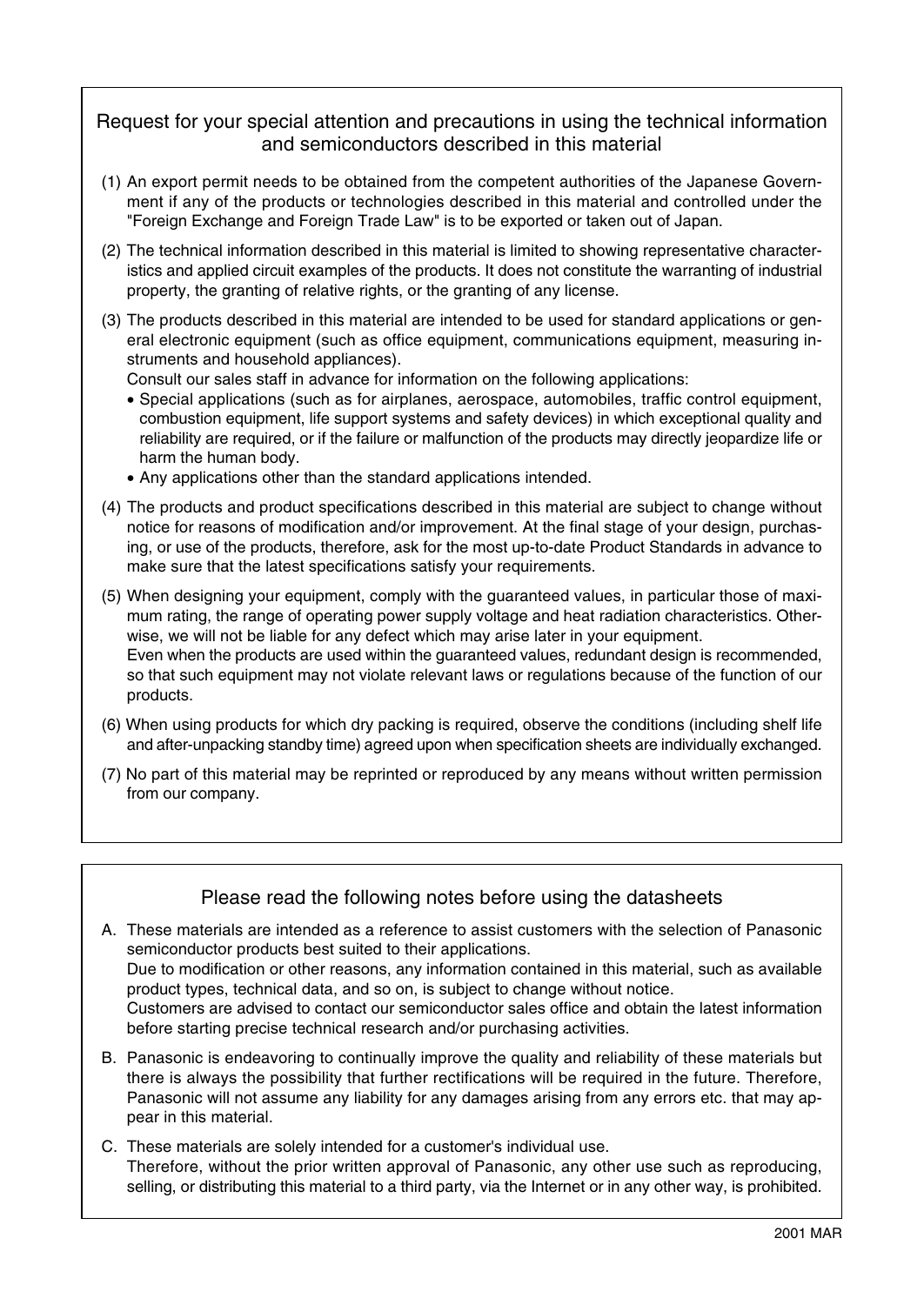## Request for your special attention and precautions in using the technical information and semiconductors described in this material

(1) An export permit needs to be obtained from the competent authorities of the Japanese Government if any of the products or technologies described in this material and controlled under the "Foreign Exchange and Foreign Trade Law" is to be exported or taken out of Japan.

(2) The technical information described in this material is limited to showing representative characteristics and applied circuit examples of the products. It does not constitute the warranting of industrial property, the granting of relative rights, or the granting of any license.

(3) The products described in this material are intended to be used for standard applications or general electronic equipment (such as office equipment, communications equipment, measuring instruments and household appliances).
Consult our sales staff in advance for information on the following applications:
- Special applications (such as for airplanes, aerospace, automobiles, traffic control equipment, combustion equipment, life support systems and safety devices) in which exceptional quality and reliability are required, or if the failure or malfunction of the products may directly jeopardize life or harm the human body.
- Any applications other than the standard applications intended.

(4) The products and product specifications described in this material are subject to change without notice for reasons of modification and/or improvement. At the final stage of your design, purchasing, or use of the products, therefore, ask for the most up-to-date Product Standards in advance to make sure that the latest specifications satisfy your requirements.

(5) When designing your equipment, comply with the guaranteed values, in particular those of maximum rating, the range of operating power supply voltage and heat radiation characteristics. Otherwise, we will not be liable for any defect which may arise later in your equipment.
Even when the products are used within the guaranteed values, redundant design is recommended, so that such equipment may not violate relevant laws or regulations because of the function of our products.

(6) When using products for which dry packing is required, observe the conditions (including shelf life and after-unpacking standby time) agreed upon when specification sheets are individually exchanged.

(7) No part of this material may be reprinted or reproduced by any means without written permission from our company.

## Please read the following notes before using the datasheets

A. These materials are intended as a reference to assist customers with the selection of Panasonic semiconductor products best suited to their applications.
Due to modification or other reasons, any information contained in this material, such as available product types, technical data, and so on, is subject to change without notice.
Customers are advised to contact our semiconductor sales office and obtain the latest information before starting precise technical research and/or purchasing activities.

B. Panasonic is endeavoring to continually improve the quality and reliability of these materials but there is always the possibility that further rectifications will be required in the future. Therefore, Panasonic will not assume any liability for any damages arising from any errors etc. that may appear in this material.

C. These materials are solely intended for a customer's individual use.
Therefore, without the prior written approval of Panasonic, any other use such as reproducing, selling, or distributing this material to a third party, via the Internet or in any other way, is prohibited.

2001 MAR